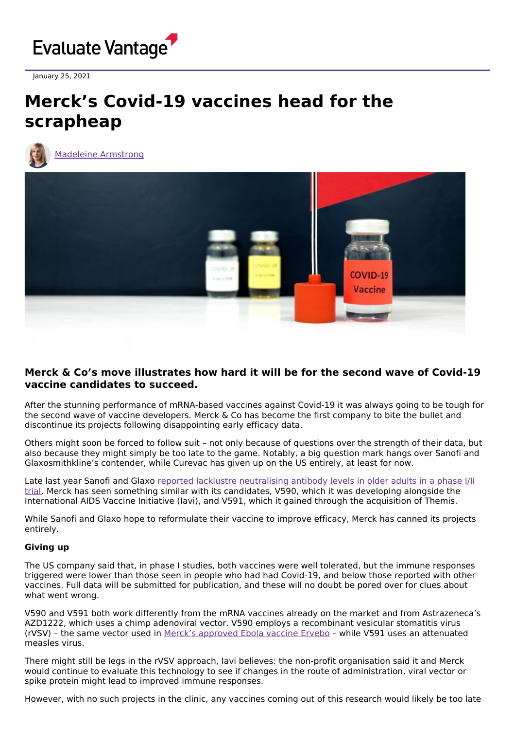January 25, 2021

# Merck's Covid-19 vaccines head for the scrapheap

[Madeleine Armstrong](#)

**Merck & Co's move illustrates how hard it will be for the second wave of Covid-19 vaccine candidates to succeed.**

After the stunning performance of mRNA-based vaccines against Covid-19 it was always going to be tough for the second wave of vaccine developers. Merck & Co has become the first company to bite the bullet and discontinue its projects following disappointing early efficacy data.

Others might soon be forced to follow suit – not only because of questions over the strength of their data, but also because they might simply be too late to the game. Notably, a big question mark hangs over Sanofi and Glaxosmithkline's contender, while Curevac has given up on the US entirely, at least for now.

Late last year Sanofi and Glaxo [reported lacklustre neutralising antibody levels in older adults in a phase I/II trial](#). Merck has seen something similar with its candidates, V590, which it was developing alongside the International AIDS Vaccine Initiative (Iavi), and V591, which it gained through the acquisition of Themis.

While Sanofi and Glaxo hope to reformulate their vaccine to improve efficacy, Merck has canned its projects entirely.

**Giving up**

The US company said that, in phase I studies, both vaccines were well tolerated, but the immune responses triggered were lower than those seen in people who had had Covid-19, and below those reported with other vaccines. Full data will be submitted for publication, and these will no doubt be pored over for clues about what went wrong.

V590 and V591 both work differently from the mRNA vaccines already on the market and from Astrazeneca's AZD1222, which uses a chimp adenoviral vector. V590 employs a recombinant vesicular stomatitis virus (rVSV) – the same vector used in [Merck's approved Ebola vaccine Ervebo](#) – while V591 uses an attenuated measles virus.

There might still be legs in the rVSV approach, Iavi believes: the non-profit organisation said it and Merck would continue to evaluate this technology to see if changes in the route of administration, viral vector or spike protein might lead to improved immune responses.

However, with no such projects in the clinic, any vaccines coming out of this research would likely be too late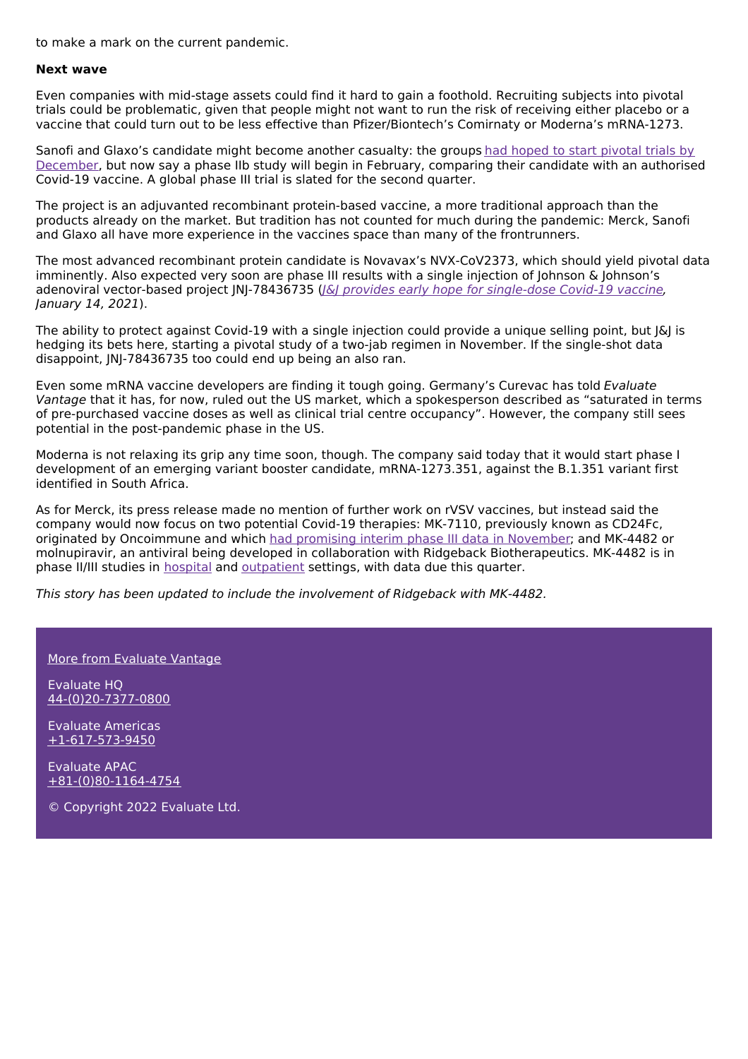to make a mark on the current pandemic.

**Next wave**

Even companies with mid-stage assets could find it hard to gain a foothold. Recruiting subjects into pivotal trials could be problematic, given that people might not want to run the risk of receiving either placebo or a vaccine that could turn out to be less effective than Pfizer/Biontech's Comirnaty or Moderna's mRNA-1273.

Sanofi and Glaxo's candidate might become another casualty: the groups had hoped to start pivotal trials by December, but now say a phase IIb study will begin in February, comparing their candidate with an authorised Covid-19 vaccine. A global phase III trial is slated for the second quarter.

The project is an adjuvanted recombinant protein-based vaccine, a more traditional approach than the products already on the market. But tradition has not counted for much during the pandemic: Merck, Sanofi and Glaxo all have more experience in the vaccines space than many of the frontrunners.

The most advanced recombinant protein candidate is Novavax's NVX-CoV2373, which should yield pivotal data imminently. Also expected very soon are phase III results with a single injection of Johnson & Johnson's adenoviral vector-based project JNJ-78436735 (*J&J provides early hope for single-dose Covid-19 vaccine, January 14, 2021*).

The ability to protect against Covid-19 with a single injection could provide a unique selling point, but J&J is hedging its bets here, starting a pivotal study of a two-jab regimen in November. If the single-shot data disappoint, JNJ-78436735 too could end up being an also ran.

Even some mRNA vaccine developers are finding it tough going. Germany's Curevac has told *Evaluate Vantage* that it has, for now, ruled out the US market, which a spokesperson described as "saturated in terms of pre-purchased vaccine doses as well as clinical trial centre occupancy". However, the company still sees potential in the post-pandemic phase in the US.

Moderna is not relaxing its grip any time soon, though. The company said today that it would start phase I development of an emerging variant booster candidate, mRNA-1273.351, against the B.1.351 variant first identified in South Africa.

As for Merck, its press release made no mention of further work on rVSV vaccines, but instead said the company would now focus on two potential Covid-19 therapies: MK-7110, previously known as CD24Fc, originated by Oncoimmune and which had promising interim phase III data in November; and MK-4482 or molnupiravir, an antiviral being developed in collaboration with Ridgeback Biotherapeutics. MK-4482 is in phase II/III studies in hospital and outpatient settings, with data due this quarter.

*This story has been updated to include the involvement of Ridgeback with MK-4482.*

More from Evaluate Vantage

Evaluate HQ
44-(0)20-7377-0800

Evaluate Americas
+1-617-573-9450

Evaluate APAC
+81-(0)80-1164-4754

© Copyright 2022 Evaluate Ltd.